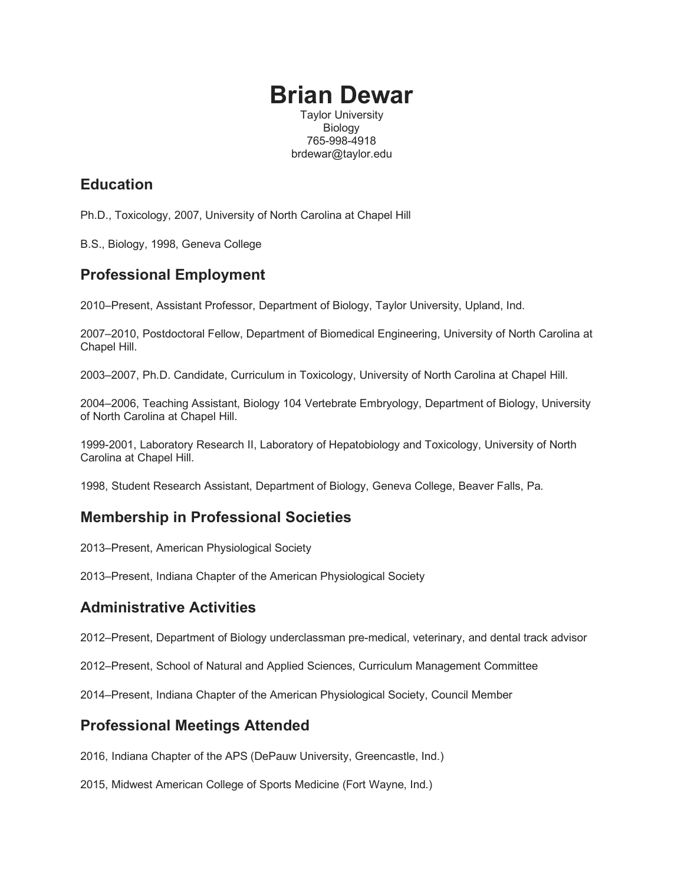# Brian Dewar

Taylor University
Biology
765-998-4918
brdewar@taylor.edu

## Education

Ph.D., Toxicology, 2007, University of North Carolina at Chapel Hill

B.S., Biology, 1998, Geneva College

## Professional Employment

2010–Present, Assistant Professor, Department of Biology, Taylor University, Upland, Ind.

2007–2010, Postdoctoral Fellow, Department of Biomedical Engineering, University of North Carolina at Chapel Hill.

2003–2007, Ph.D. Candidate, Curriculum in Toxicology, University of North Carolina at Chapel Hill.

2004–2006, Teaching Assistant, Biology 104 Vertebrate Embryology, Department of Biology, University of North Carolina at Chapel Hill.

1999-2001, Laboratory Research II, Laboratory of Hepatobiology and Toxicology, University of North Carolina at Chapel Hill.

1998, Student Research Assistant, Department of Biology, Geneva College, Beaver Falls, Pa.

## Membership in Professional Societies

2013–Present, American Physiological Society

2013–Present, Indiana Chapter of the American Physiological Society

## Administrative Activities

2012–Present, Department of Biology underclassman pre-medical, veterinary, and dental track advisor

2012–Present, School of Natural and Applied Sciences, Curriculum Management Committee

2014–Present, Indiana Chapter of the American Physiological Society, Council Member

## Professional Meetings Attended

2016, Indiana Chapter of the APS (DePauw University, Greencastle, Ind.)

2015, Midwest American College of Sports Medicine (Fort Wayne, Ind.)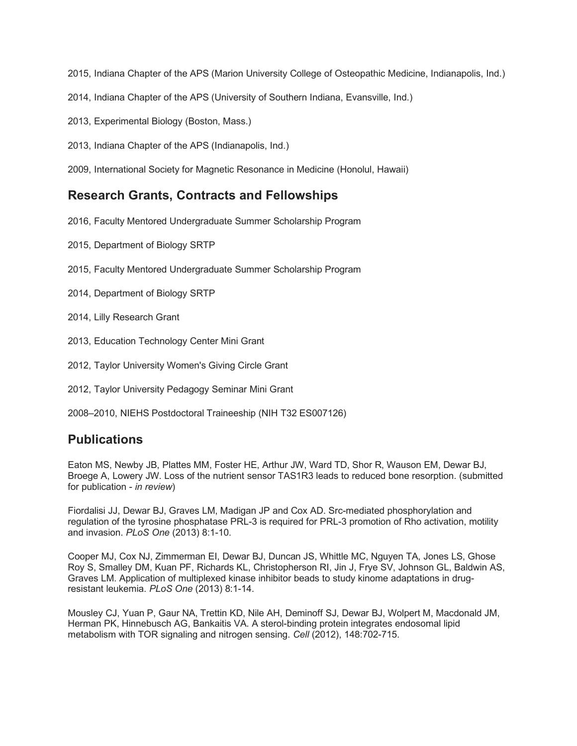2015, Indiana Chapter of the APS (Marion University College of Osteopathic Medicine, Indianapolis, Ind.)

2014, Indiana Chapter of the APS (University of Southern Indiana, Evansville, Ind.)

2013, Experimental Biology (Boston, Mass.)

2013, Indiana Chapter of the APS (Indianapolis, Ind.)

2009, International Society for Magnetic Resonance in Medicine (Honolul, Hawaii)

## Research Grants, Contracts and Fellowships

2016, Faculty Mentored Undergraduate Summer Scholarship Program

2015, Department of Biology SRTP

2015, Faculty Mentored Undergraduate Summer Scholarship Program

2014, Department of Biology SRTP

2014, Lilly Research Grant

2013, Education Technology Center Mini Grant

2012, Taylor University Women's Giving Circle Grant

2012, Taylor University Pedagogy Seminar Mini Grant

2008–2010, NIEHS Postdoctoral Traineeship (NIH T32 ES007126)

## Publications

Eaton MS, Newby JB, Plattes MM, Foster HE, Arthur JW, Ward TD, Shor R, Wauson EM, Dewar BJ, Broege A, Lowery JW. Loss of the nutrient sensor TAS1R3 leads to reduced bone resorption. (submitted for publication - *in review*)

Fiordalisi JJ, Dewar BJ, Graves LM, Madigan JP and Cox AD. Src-mediated phosphorylation and regulation of the tyrosine phosphatase PRL-3 is required for PRL-3 promotion of Rho activation, motility and invasion. *PLoS One* (2013) 8:1-10.

Cooper MJ, Cox NJ, Zimmerman EI, Dewar BJ, Duncan JS, Whittle MC, Nguyen TA, Jones LS, Ghose Roy S, Smalley DM, Kuan PF, Richards KL, Christopherson RI, Jin J, Frye SV, Johnson GL, Baldwin AS, Graves LM. Application of multiplexed kinase inhibitor beads to study kinome adaptations in drug-resistant leukemia. *PLoS One* (2013) 8:1-14.

Mousley CJ, Yuan P, Gaur NA, Trettin KD, Nile AH, Deminoff SJ, Dewar BJ, Wolpert M, Macdonald JM, Herman PK, Hinnebusch AG, Bankaitis VA. A sterol-binding protein integrates endosomal lipid metabolism with TOR signaling and nitrogen sensing. *Cell* (2012), 148:702-715.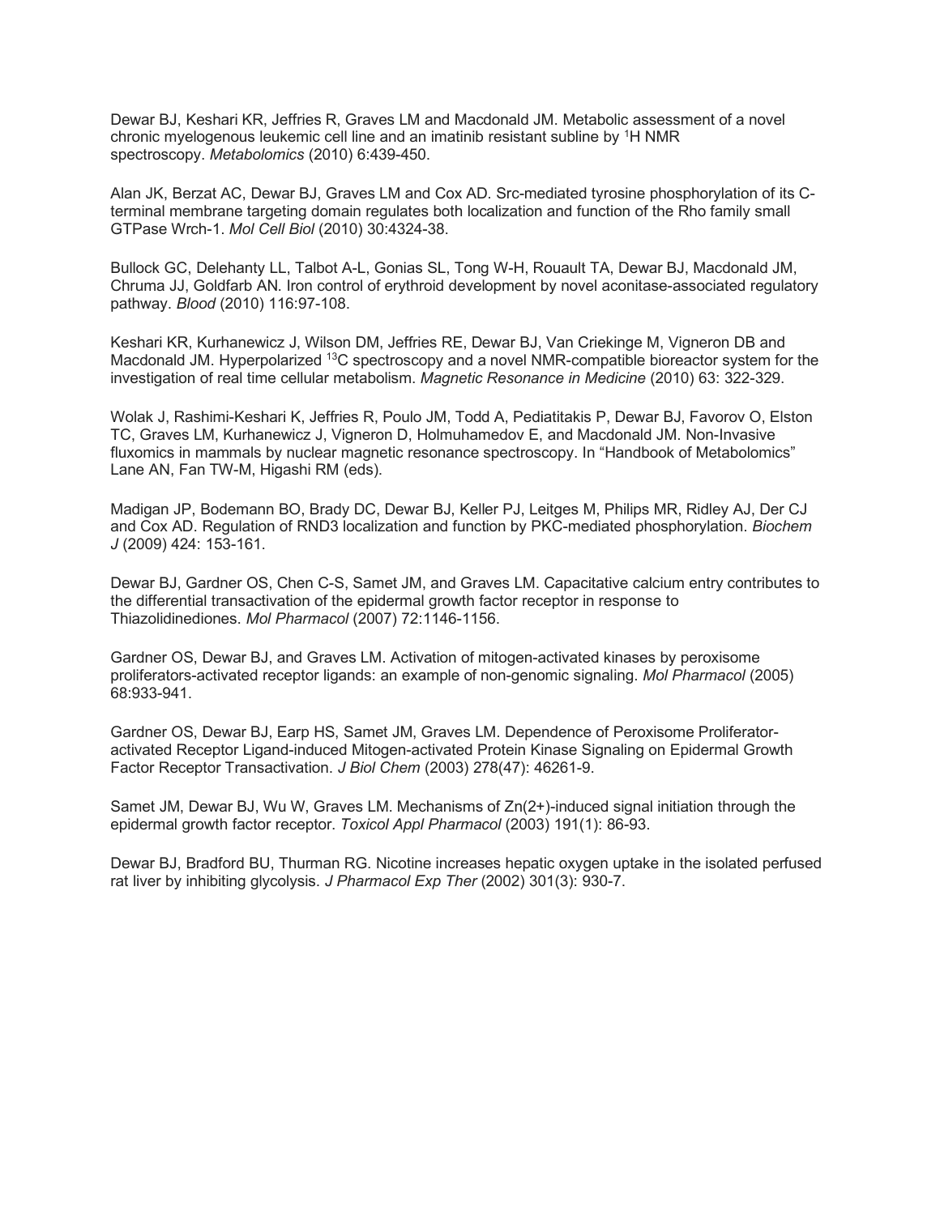Dewar BJ, Keshari KR, Jeffries R, Graves LM and Macdonald JM. Metabolic assessment of a novel chronic myelogenous leukemic cell line and an imatinib resistant subline by $^{1}$H NMR spectroscopy. *Metabolomics* (2010) 6:439-450.

Alan JK, Berzat AC, Dewar BJ, Graves LM and Cox AD. Src-mediated tyrosine phosphorylation of its C-terminal membrane targeting domain regulates both localization and function of the Rho family small GTPase Wrch-1. *Mol Cell Biol* (2010) 30:4324-38.

Bullock GC, Delehanty LL, Talbot A-L, Gonias SL, Tong W-H, Rouault TA, Dewar BJ, Macdonald JM, Chruma JJ, Goldfarb AN. Iron control of erythroid development by novel aconitase-associated regulatory pathway. *Blood* (2010) 116:97-108.

Keshari KR, Kurhanewicz J, Wilson DM, Jeffries RE, Dewar BJ, Van Criekinge M, Vigneron DB and Macdonald JM. Hyperpolarized $^{13}$C spectroscopy and a novel NMR-compatible bioreactor system for the investigation of real time cellular metabolism. *Magnetic Resonance in Medicine* (2010) 63: 322-329.

Wolak J, Rashimi-Keshari K, Jeffries R, Poulo JM, Todd A, Pediatitakis P, Dewar BJ, Favorov O, Elston TC, Graves LM, Kurhanewicz J, Vigneron D, Holmuhamedov E, and Macdonald JM. Non-Invasive fluxomics in mammals by nuclear magnetic resonance spectroscopy. In “Handbook of Metabolomics” Lane AN, Fan TW-M, Higashi RM (eds).

Madigan JP, Bodemann BO, Brady DC, Dewar BJ, Keller PJ, Leitges M, Philips MR, Ridley AJ, Der CJ and Cox AD. Regulation of RND3 localization and function by PKC-mediated phosphorylation. *Biochem J* (2009) 424: 153-161.

Dewar BJ, Gardner OS, Chen C-S, Samet JM, and Graves LM. Capacitative calcium entry contributes to the differential transactivation of the epidermal growth factor receptor in response to Thiazolidinediones. *Mol Pharmacol* (2007) 72:1146-1156.

Gardner OS, Dewar BJ, and Graves LM. Activation of mitogen-activated kinases by peroxisome proliferators-activated receptor ligands: an example of non-genomic signaling. *Mol Pharmacol* (2005) 68:933-941.

Gardner OS, Dewar BJ, Earp HS, Samet JM, Graves LM. Dependence of Peroxisome Proliferator-activated Receptor Ligand-induced Mitogen-activated Protein Kinase Signaling on Epidermal Growth Factor Receptor Transactivation. *J Biol Chem* (2003) 278(47): 46261-9.

Samet JM, Dewar BJ, Wu W, Graves LM. Mechanisms of Zn(2+)-induced signal initiation through the epidermal growth factor receptor. *Toxicol Appl Pharmacol* (2003) 191(1): 86-93.

Dewar BJ, Bradford BU, Thurman RG. Nicotine increases hepatic oxygen uptake in the isolated perfused rat liver by inhibiting glycolysis. *J Pharmacol Exp Ther* (2002) 301(3): 930-7.